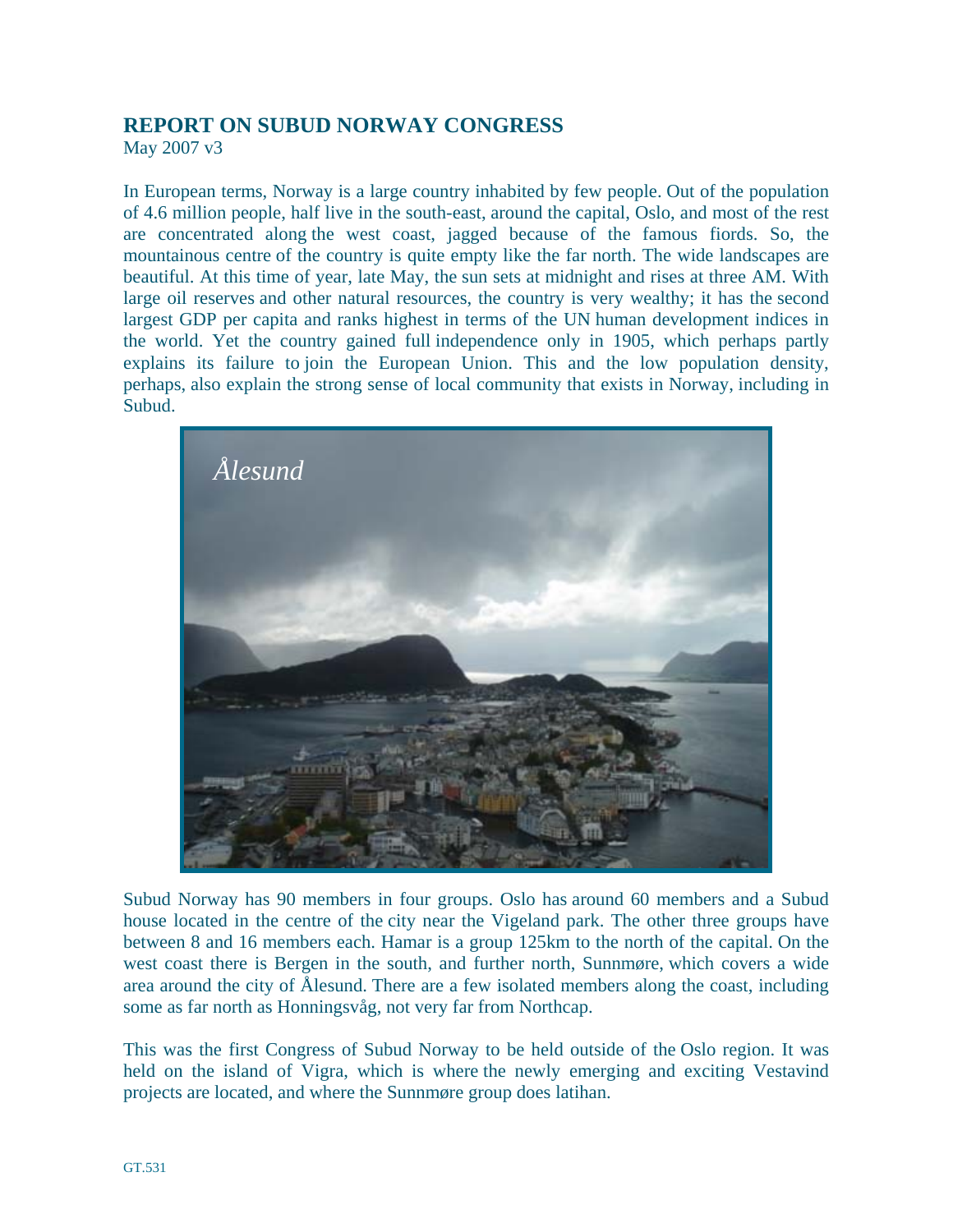## REPORT ON SUBUD NORWAY CONGRESS

May 2007 v3

In European terms, Norway is a large country inhabited by few people. Out of the population of 4.6 million people, half live in the south-east, around the capital, Oslo, and most of the rest are concentrated along the west coast, jagged because of the famous fiords. So, the mountainous centre of the country is quite empty like the far north. The wide landscapes are beautiful. At this time of year, late May, the sun sets at midnight and rises at three AM. With large oil reserves and other natural resources, the country is very wealthy; it has the second largest GDP per capita and ranks highest in terms of the UN human development indices in the world. Yet the country gained full independence only in 1905, which perhaps partly explains its failure to join the European Union. This and the low population density, perhaps, also explain the strong sense of local community that exists in Norway, including in Subud.

*Ålesund*

Subud Norway has 90 members in four groups. Oslo has around 60 members and a Subud house located in the centre of the city near the Vigeland park. The other three groups have between 8 and 16 members each. Hamar is a group 125km to the north of the capital. On the west coast there is Bergen in the south, and further north, Sunnmøre, which covers a wide area around the city of Ålesund. There are a few isolated members along the coast, including some as far north as Honningsvåg, not very far from Northcap.

This was the first Congress of Subud Norway to be held outside of the Oslo region. It was held on the island of Vigra, which is where the newly emerging and exciting Vestavind projects are located, and where the Sunnmøre group does latihan.

GT.531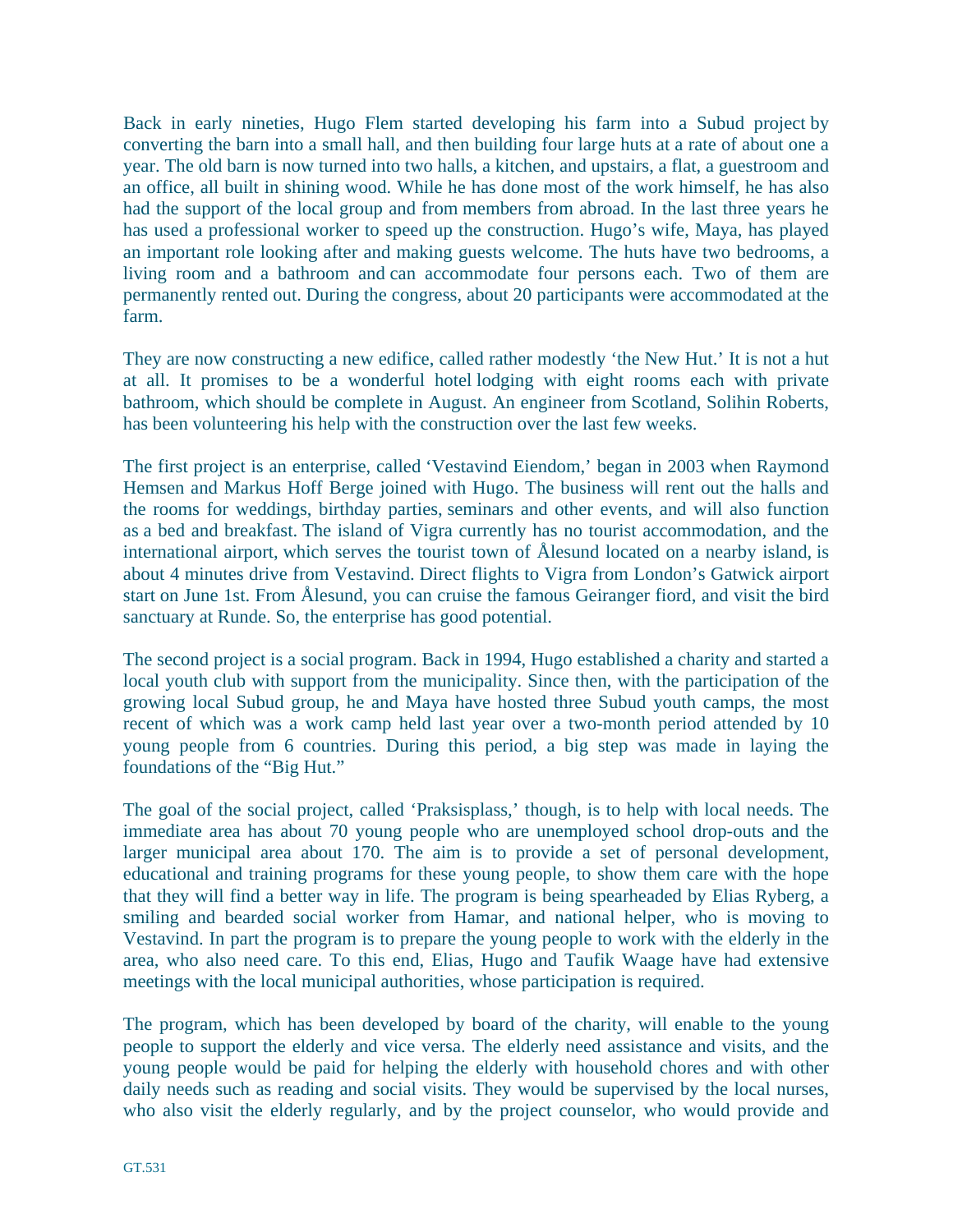Back in early nineties, Hugo Flem started developing his farm into a Subud project by converting the barn into a small hall, and then building four large huts at a rate of about one a year. The old barn is now turned into two halls, a kitchen, and upstairs, a flat, a guestroom and an office, all built in shining wood. While he has done most of the work himself, he has also had the support of the local group and from members from abroad. In the last three years he has used a professional worker to speed up the construction. Hugo's wife, Maya, has played an important role looking after and making guests welcome. The huts have two bedrooms, a living room and a bathroom and can accommodate four persons each. Two of them are permanently rented out. During the congress, about 20 participants were accommodated at the farm.

They are now constructing a new edifice, called rather modestly 'the New Hut.' It is not a hut at all. It promises to be a wonderful hotel lodging with eight rooms each with private bathroom, which should be complete in August. An engineer from Scotland, Solihin Roberts, has been volunteering his help with the construction over the last few weeks.

The first project is an enterprise, called 'Vestavind Eiendom,' began in 2003 when Raymond Hemsen and Markus Hoff Berge joined with Hugo. The business will rent out the halls and the rooms for weddings, birthday parties, seminars and other events, and will also function as a bed and breakfast. The island of Vigra currently has no tourist accommodation, and the international airport, which serves the tourist town of Ålesund located on a nearby island, is about 4 minutes drive from Vestavind. Direct flights to Vigra from London's Gatwick airport start on June 1st. From Ålesund, you can cruise the famous Geiranger fiord, and visit the bird sanctuary at Runde. So, the enterprise has good potential.

The second project is a social program. Back in 1994, Hugo established a charity and started a local youth club with support from the municipality. Since then, with the participation of the growing local Subud group, he and Maya have hosted three Subud youth camps, the most recent of which was a work camp held last year over a two-month period attended by 10 young people from 6 countries. During this period, a big step was made in laying the foundations of the "Big Hut."

The goal of the social project, called 'Praksisplass,' though, is to help with local needs. The immediate area has about 70 young people who are unemployed school drop-outs and the larger municipal area about 170. The aim is to provide a set of personal development, educational and training programs for these young people, to show them care with the hope that they will find a better way in life. The program is being spearheaded by Elias Ryberg, a smiling and bearded social worker from Hamar, and national helper, who is moving to Vestavind. In part the program is to prepare the young people to work with the elderly in the area, who also need care. To this end, Elias, Hugo and Taufik Waage have had extensive meetings with the local municipal authorities, whose participation is required.

The program, which has been developed by board of the charity, will enable to the young people to support the elderly and vice versa. The elderly need assistance and visits, and the young people would be paid for helping the elderly with household chores and with other daily needs such as reading and social visits. They would be supervised by the local nurses, who also visit the elderly regularly, and by the project counselor, who would provide and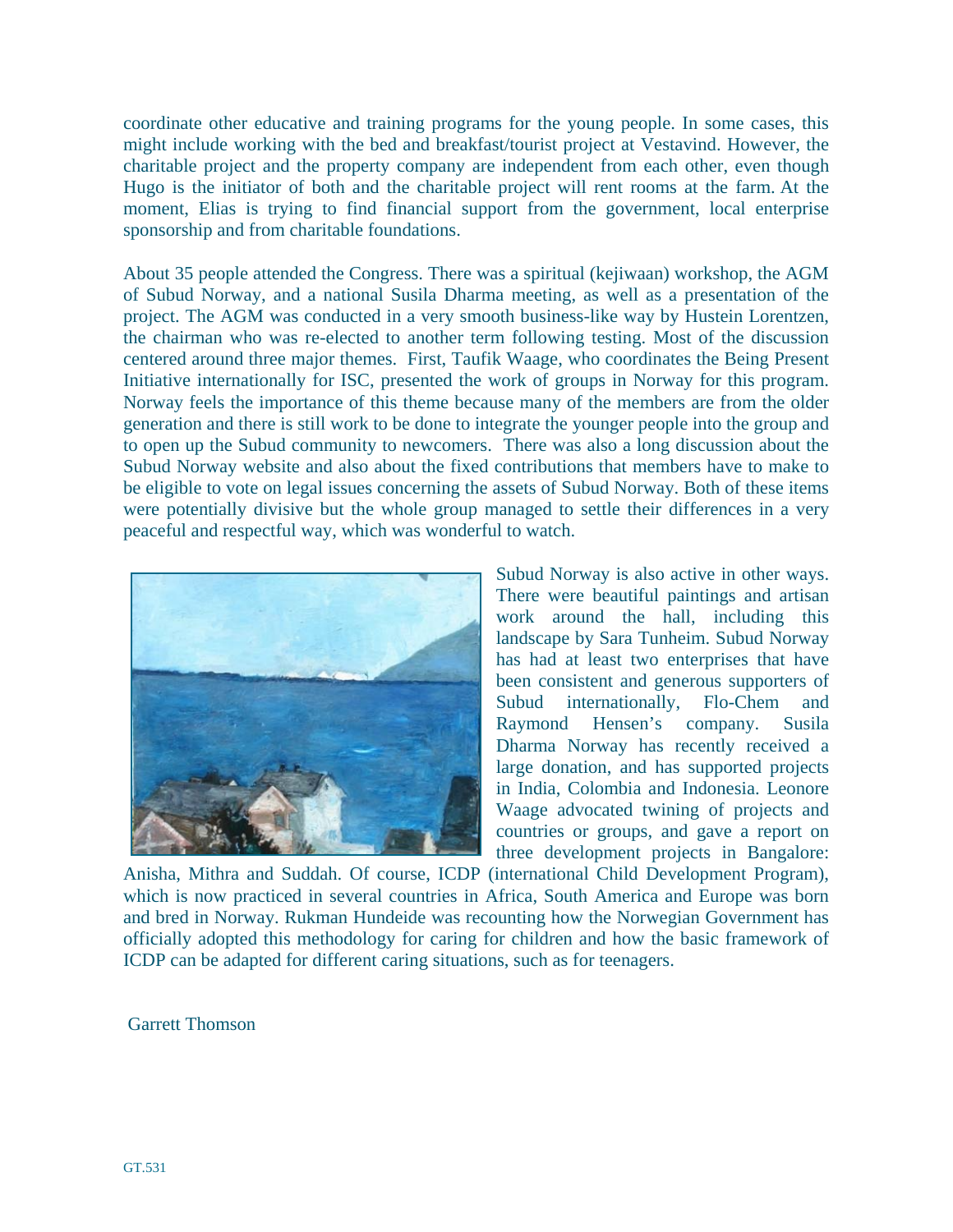coordinate other educative and training programs for the young people. In some cases, this might include working with the bed and breakfast/tourist project at Vestavind. However, the charitable project and the property company are independent from each other, even though Hugo is the initiator of both and the charitable project will rent rooms at the farm. At the moment, Elias is trying to find financial support from the government, local enterprise sponsorship and from charitable foundations.

About 35 people attended the Congress. There was a spiritual (kejiwaan) workshop, the AGM of Subud Norway, and a national Susila Dharma meeting, as well as a presentation of the project. The AGM was conducted in a very smooth business-like way by Hustein Lorentzen, the chairman who was re-elected to another term following testing. Most of the discussion centered around three major themes. First, Taufik Waage, who coordinates the Being Present Initiative internationally for ISC, presented the work of groups in Norway for this program. Norway feels the importance of this theme because many of the members are from the older generation and there is still work to be done to integrate the younger people into the group and to open up the Subud community to newcomers. There was also a long discussion about the Subud Norway website and also about the fixed contributions that members have to make to be eligible to vote on legal issues concerning the assets of Subud Norway. Both of these items were potentially divisive but the whole group managed to settle their differences in a very peaceful and respectful way, which was wonderful to watch.

Subud Norway is also active in other ways. There were beautiful paintings and artisan work around the hall, including this landscape by Sara Tunheim. Subud Norway has had at least two enterprises that have been consistent and generous supporters of Subud internationally, Flo-Chem and Raymond Hensen's company. Susila Dharma Norway has recently received a large donation, and has supported projects in India, Colombia and Indonesia. Leonore Waage advocated twining of projects and countries or groups, and gave a report on three development projects in Bangalore: Anisha, Mithra and Suddah. Of course, ICDP (international Child Development Program), which is now practiced in several countries in Africa, South America and Europe was born and bred in Norway. Rukman Hundeide was recounting how the Norwegian Government has officially adopted this methodology for caring for children and how the basic framework of ICDP can be adapted for different caring situations, such as for teenagers.

Garrett Thomson

GT.531